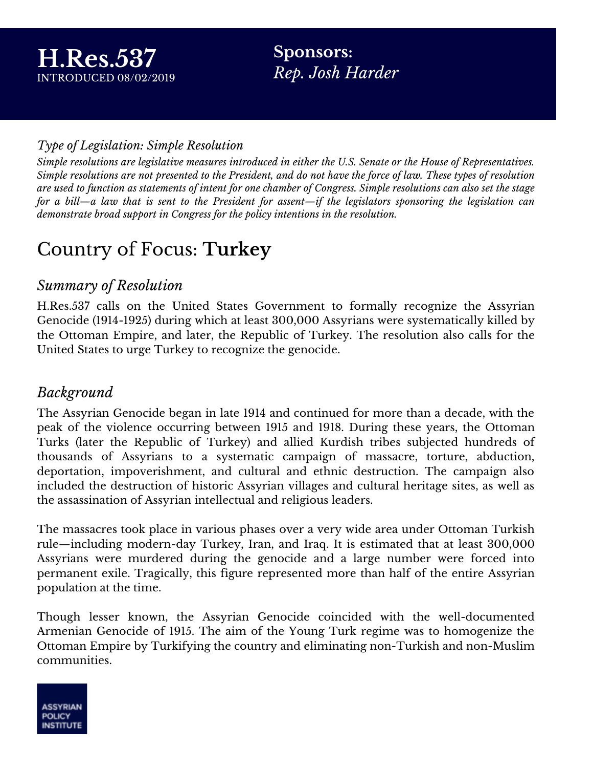# H.Res.537

INTRODUCED 08/02/2019

**Sponsors:**
*Rep. Josh Harder*

*Type of Legislation: Simple Resolution*

*Simple resolutions are legislative measures introduced in either the U.S. Senate or the House of Representatives. Simple resolutions are not presented to the President, and do not have the force of law. These types of resolution are used to function as statements of intent for one chamber of Congress. Simple resolutions can also set the stage for a bill—a law that is sent to the President for assent—if the legislators sponsoring the legislation can demonstrate broad support in Congress for the policy intentions in the resolution.*

## Country of Focus: **Turkey**

### *Summary of Resolution*

H.Res.537 calls on the United States Government to formally recognize the Assyrian Genocide (1914-1925) during which at least 300,000 Assyrians were systematically killed by the Ottoman Empire, and later, the Republic of Turkey. The resolution also calls for the United States to urge Turkey to recognize the genocide.

### *Background*

The Assyrian Genocide began in late 1914 and continued for more than a decade, with the peak of the violence occurring between 1915 and 1918. During these years, the Ottoman Turks (later the Republic of Turkey) and allied Kurdish tribes subjected hundreds of thousands of Assyrians to a systematic campaign of massacre, torture, abduction, deportation, impoverishment, and cultural and ethnic destruction. The campaign also included the destruction of historic Assyrian villages and cultural heritage sites, as well as the assassination of Assyrian intellectual and religious leaders.

The massacres took place in various phases over a very wide area under Ottoman Turkish rule—including modern-day Turkey, Iran, and Iraq. It is estimated that at least 300,000 Assyrians were murdered during the genocide and a large number were forced into permanent exile. Tragically, this figure represented more than half of the entire Assyrian population at the time.

Though lesser known, the Assyrian Genocide coincided with the well-documented Armenian Genocide of 1915. The aim of the Young Turk regime was to homogenize the Ottoman Empire by Turkifying the country and eliminating non-Turkish and non-Muslim communities.

ASSYRIAN POLICY INSTITUTE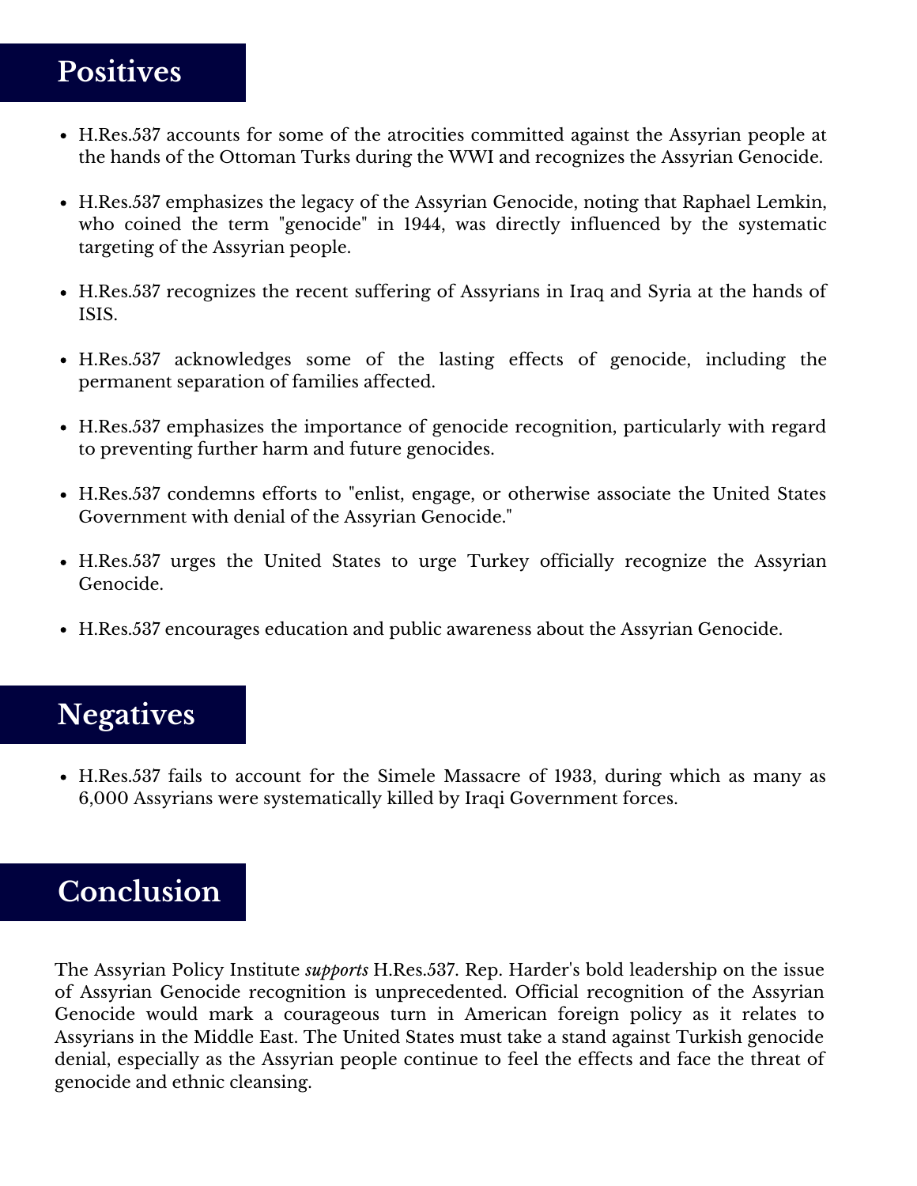## Positives

- H.Res.537 accounts for some of the atrocities committed against the Assyrian people at the hands of the Ottoman Turks during the WWI and recognizes the Assyrian Genocide.
- H.Res.537 emphasizes the legacy of the Assyrian Genocide, noting that Raphael Lemkin, who coined the term "genocide" in 1944, was directly influenced by the systematic targeting of the Assyrian people.
- H.Res.537 recognizes the recent suffering of Assyrians in Iraq and Syria at the hands of ISIS.
- H.Res.537 acknowledges some of the lasting effects of genocide, including the permanent separation of families affected.
- H.Res.537 emphasizes the importance of genocide recognition, particularly with regard to preventing further harm and future genocides.
- H.Res.537 condemns efforts to "enlist, engage, or otherwise associate the United States Government with denial of the Assyrian Genocide."
- H.Res.537 urges the United States to urge Turkey officially recognize the Assyrian Genocide.
- H.Res.537 encourages education and public awareness about the Assyrian Genocide.

## Negatives

- H.Res.537 fails to account for the Simele Massacre of 1933, during which as many as 6,000 Assyrians were systematically killed by Iraqi Government forces.

## Conclusion

The Assyrian Policy Institute *supports* H.Res.537. Rep. Harder's bold leadership on the issue of Assyrian Genocide recognition is unprecedented. Official recognition of the Assyrian Genocide would mark a courageous turn in American foreign policy as it relates to Assyrians in the Middle East. The United States must take a stand against Turkish genocide denial, especially as the Assyrian people continue to feel the effects and face the threat of genocide and ethnic cleansing.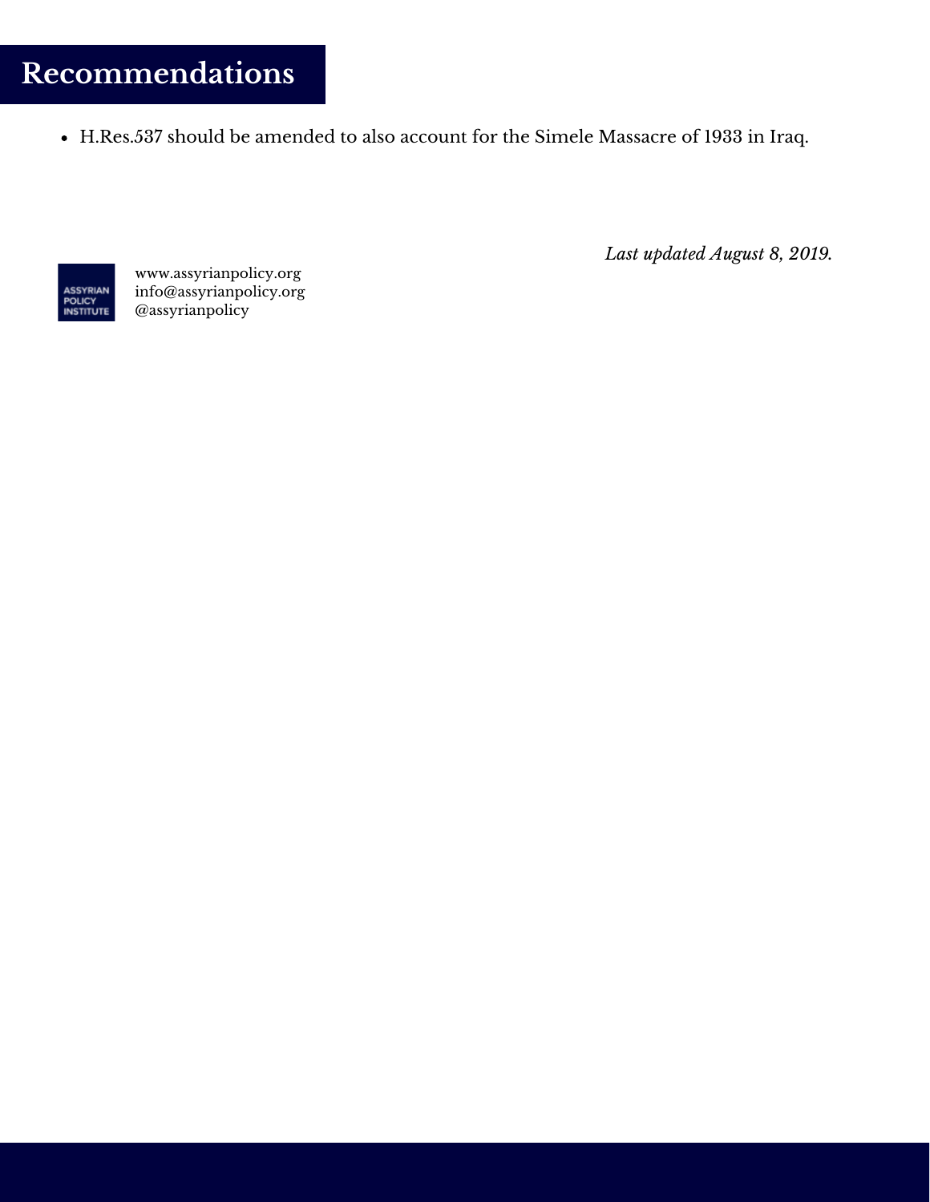## Recommendations

- H.Res.537 should be amended to also account for the Simele Massacre of 1933 in Iraq.

*Last updated August 8, 2019.*

ASSYRIAN POLICY INSTITUTE

www.assyrianpolicy.org
info@assyrianpolicy.org
@assyrianpolicy